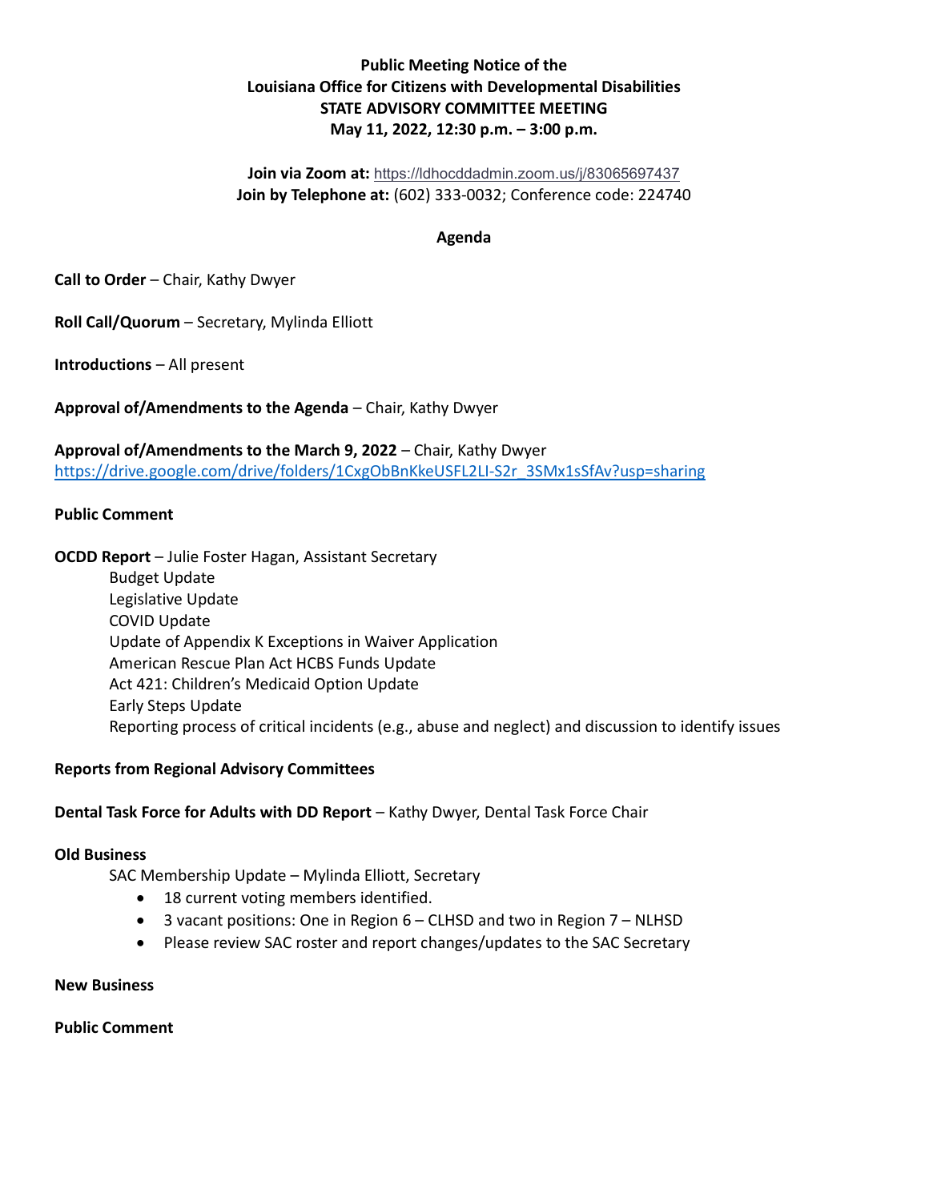**Public Meeting Notice of the**
**Louisiana Office for Citizens with Developmental Disabilities**
**STATE ADVISORY COMMITTEE MEETING**
**May 11, 2022, 12:30 p.m. – 3:00 p.m.**

**Join via Zoom at:** https://ldhocddadmin.zoom.us/j/83065697437
**Join by Telephone at:** (602) 333-0032; Conference code: 224740

**Agenda**

**Call to Order** – Chair, Kathy Dwyer

**Roll Call/Quorum** – Secretary, Mylinda Elliott

**Introductions** – All present

**Approval of/Amendments to the Agenda** – Chair, Kathy Dwyer

**Approval of/Amendments to the March 9, 2022** – Chair, Kathy Dwyer
https://drive.google.com/drive/folders/1CxgObBnKkeUSFL2LI-S2r_3SMx1sSfAv?usp=sharing

**Public Comment**

**OCDD Report** – Julie Foster Hagan, Assistant Secretary

Budget Update
Legislative Update
COVID Update
Update of Appendix K Exceptions in Waiver Application
American Rescue Plan Act HCBS Funds Update
Act 421: Children's Medicaid Option Update
Early Steps Update
Reporting process of critical incidents (e.g., abuse and neglect) and discussion to identify issues

**Reports from Regional Advisory Committees**

**Dental Task Force for Adults with DD Report** – Kathy Dwyer, Dental Task Force Chair

**Old Business**

SAC Membership Update – Mylinda Elliott, Secretary

- 18 current voting members identified.
- 3 vacant positions: One in Region 6 – CLHSD and two in Region 7 – NLHSD
- Please review SAC roster and report changes/updates to the SAC Secretary

**New Business**

**Public Comment**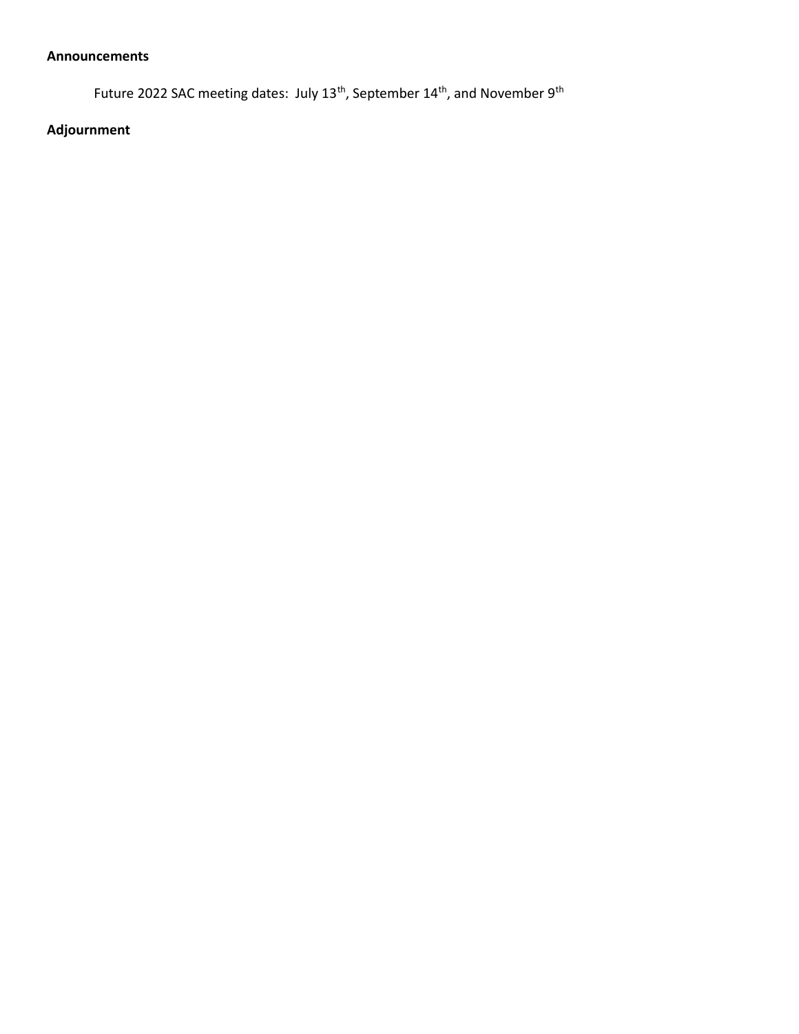**Announcements**

Future 2022 SAC meeting dates: July 13th, September 14th, and November 9th

**Adjournment**